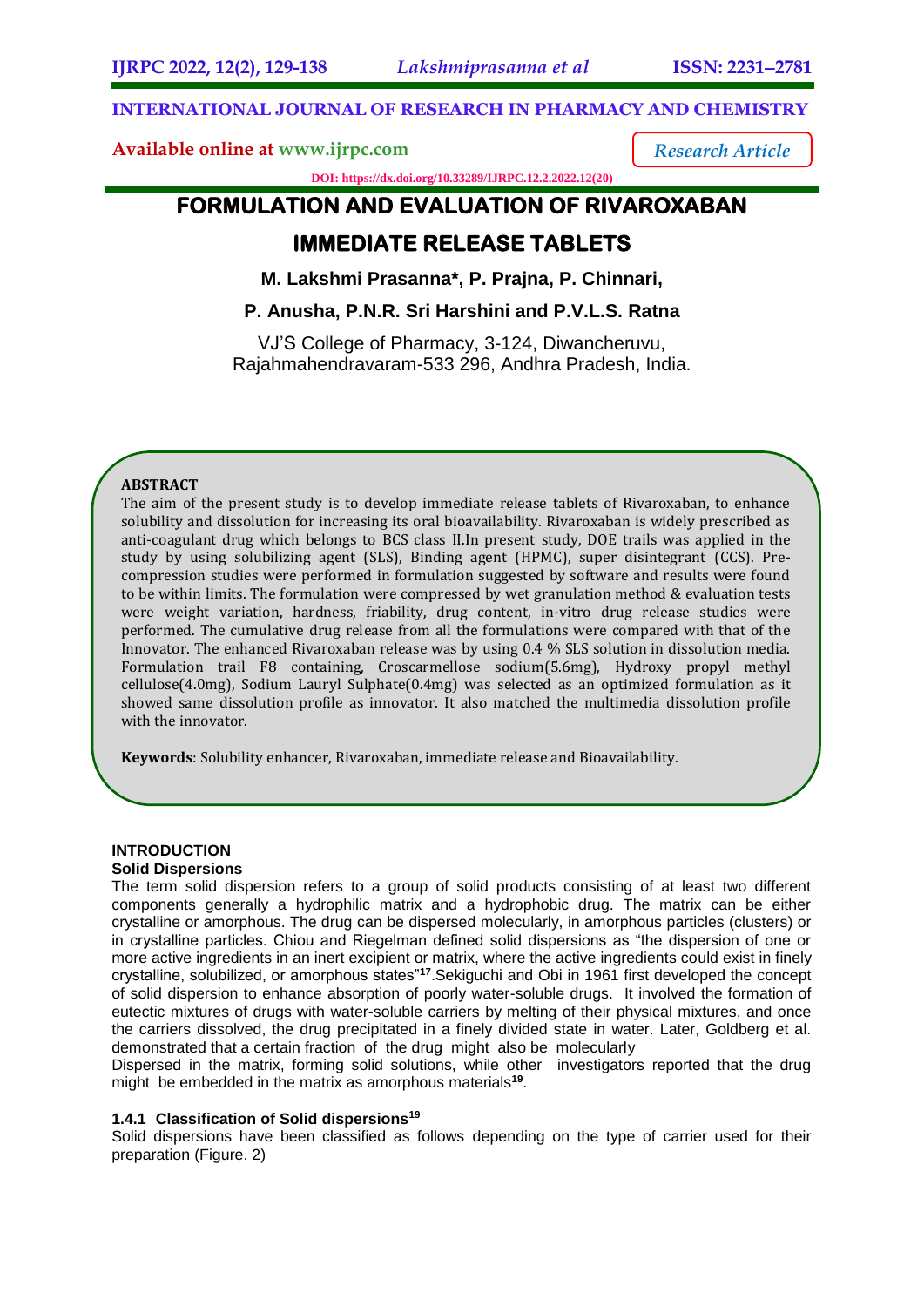INTERNATIONAL JOURNAL OF RESEARCH IN PHARMACY AND CHEMISTRY

Available online at www.ijrpc.com

*Research Article*

DOI: https://dx.doi.org/10.33289/IJRPC.12.2.2022.12(20)

# FORMULATION AND EVALUATION OF RIVAROXABAN IMMEDIATE RELEASE TABLETS

**M. Lakshmi Prasanna*, P. Prajna, P. Chinnari, P. Anusha, P.N.R. Sri Harshini and P.V.L.S. Ratna**

VJ'S College of Pharmacy, 3-124, Diwancheruvu, Rajahmahendravaram-533 296, Andhra Pradesh, India.

## ABSTRACT

The aim of the present study is to develop immediate release tablets of Rivaroxaban, to enhance solubility and dissolution for increasing its oral bioavailability. Rivaroxaban is widely prescribed as anti-coagulant drug which belongs to BCS class II.In present study, DOE trails was applied in the study by using solubilizing agent (SLS), Binding agent (HPMC), super disintegrant (CCS). Pre-compression studies were performed in formulation suggested by software and results were found to be within limits. The formulation were compressed by wet granulation method & evaluation tests were weight variation, hardness, friability, drug content, in-vitro drug release studies were performed. The cumulative drug release from all the formulations were compared with that of the Innovator. The enhanced Rivaroxaban release was by using 0.4 % SLS solution in dissolution media. Formulation trail F8 containing, Croscarmellose sodium(5.6mg), Hydroxy propyl methyl cellulose(4.0mg), Sodium Lauryl Sulphate(0.4mg) was selected as an optimized formulation as it showed same dissolution profile as innovator. It also matched the multimedia dissolution profile with the innovator.

**Keywords**: Solubility enhancer, Rivaroxaban, immediate release and Bioavailability.

## INTRODUCTION

### Solid Dispersions

The term solid dispersion refers to a group of solid products consisting of at least two different components generally a hydrophilic matrix and a hydrophobic drug. The matrix can be either crystalline or amorphous. The drug can be dispersed molecularly, in amorphous particles (clusters) or in crystalline particles. Chiou and Riegelman defined solid dispersions as "the dispersion of one or more active ingredients in an inert excipient or matrix, where the active ingredients could exist in finely crystalline, solubilized, or amorphous states"[17].Sekiguchi and Obi in 1961 first developed the concept of solid dispersion to enhance absorption of poorly water-soluble drugs. It involved the formation of eutectic mixtures of drugs with water-soluble carriers by melting of their physical mixtures, and once the carriers dissolved, the drug precipitated in a finely divided state in water. Later, Goldberg et al. demonstrated that a certain fraction of the drug might also be molecularly Dispersed in the matrix, forming solid solutions, while other investigators reported that the drug might be embedded in the matrix as amorphous materials[19].

### 1.4.1 Classification of Solid dispersions[19]

Solid dispersions have been classified as follows depending on the type of carrier used for their preparation (Figure. 2)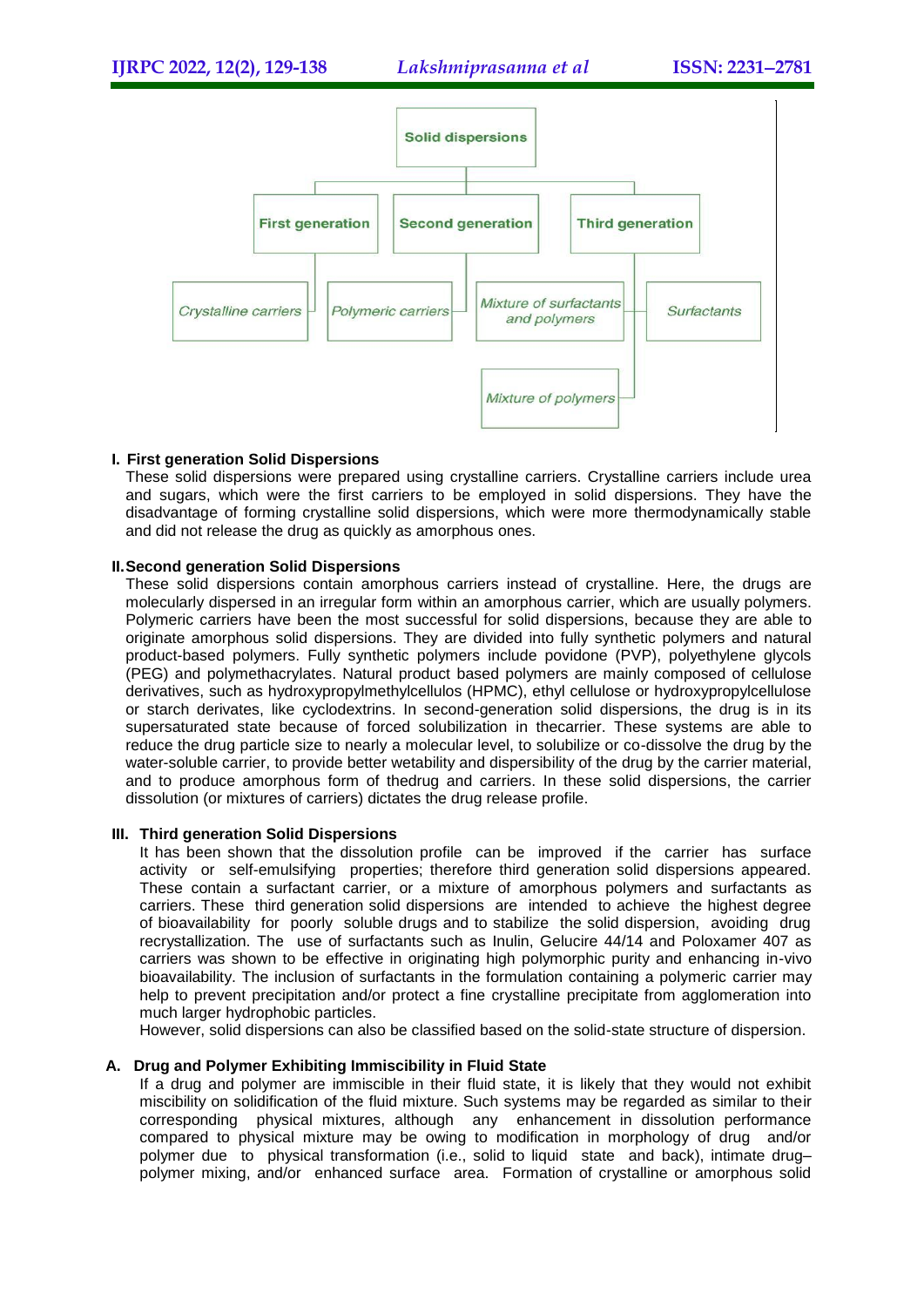Solid dispersions

- First generation
  - Crystalline carriers
  - Polymeric carriers
- Second generation
  - Mixture of surfactants and polymers
- Third generation
  - Surfactants
  - Mixture of polymers

**I. First generation Solid Dispersions**

These solid dispersions were prepared using crystalline carriers. Crystalline carriers include urea and sugars, which were the first carriers to be employed in solid dispersions. They have the disadvantage of forming crystalline solid dispersions, which were more thermodynamically stable and did not release the drug as quickly as amorphous ones.

**II. Second generation Solid Dispersions**

These solid dispersions contain amorphous carriers instead of crystalline. Here, the drugs are molecularly dispersed in an irregular form within an amorphous carrier, which are usually polymers. Polymeric carriers have been the most successful for solid dispersions, because they are able to originate amorphous solid dispersions. They are divided into fully synthetic polymers and natural product-based polymers. Fully synthetic polymers include povidone (PVP), polyethylene glycols (PEG) and polymethacrylates. Natural product based polymers are mainly composed of cellulose derivatives, such as hydroxypropylmethylcellulos (HPMC), ethyl cellulose or hydroxypropylcellulose or starch derivates, like cyclodextrins. In second-generation solid dispersions, the drug is in its supersaturated state because of forced solubilization in thecarrier. These systems are able to reduce the drug particle size to nearly a molecular level, to solubilize or co-dissolve the drug by the water-soluble carrier, to provide better wetability and dispersibility of the drug by the carrier material, and to produce amorphous form of thedrug and carriers. In these solid dispersions, the carrier dissolution (or mixtures of carriers) dictates the drug release profile.

**III. Third generation Solid Dispersions**

It has been shown that the dissolution profile can be improved if the carrier has surface activity or self-emulsifying properties; therefore third generation solid dispersions appeared. These contain a surfactant carrier, or a mixture of amorphous polymers and surfactants as carriers. These third generation solid dispersions are intended to achieve the highest degree of bioavailability for poorly soluble drugs and to stabilize the solid dispersion, avoiding drug recrystallization. The use of surfactants such as Inulin, Gelucire 44/14 and Poloxamer 407 as carriers was shown to be effective in originating high polymorphic purity and enhancing in-vivo bioavailability. The inclusion of surfactants in the formulation containing a polymeric carrier may help to prevent precipitation and/or protect a fine crystalline precipitate from agglomeration into much larger hydrophobic particles.

However, solid dispersions can also be classified based on the solid-state structure of dispersion.

**A. Drug and Polymer Exhibiting Immiscibility in Fluid State**

If a drug and polymer are immiscible in their fluid state, it is likely that they would not exhibit miscibility on solidification of the fluid mixture. Such systems may be regarded as similar to their corresponding physical mixtures, although any enhancement in dissolution performance compared to physical mixture may be owing to modification in morphology of drug and/or polymer due to physical transformation (i.e., solid to liquid state and back), intimate drug–polymer mixing, and/or enhanced surface area. Formation of crystalline or amorphous solid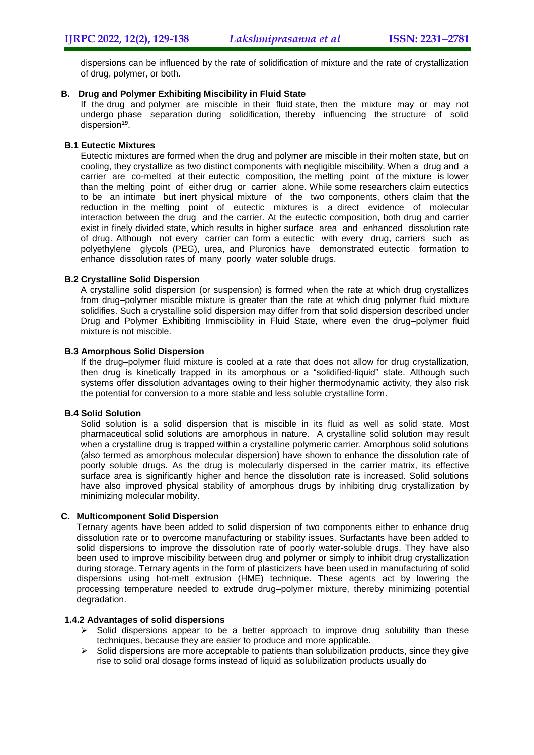dispersions can be influenced by the rate of solidification of mixture and the rate of crystallization of drug, polymer, or both.

### B. Drug and Polymer Exhibiting Miscibility in Fluid State

If the drug and polymer are miscible in their fluid state, then the mixture may or may not undergo phase separation during solidification, thereby influencing the structure of solid dispersion[19].

#### B.1 Eutectic Mixtures

Eutectic mixtures are formed when the drug and polymer are miscible in their molten state, but on cooling, they crystallize as two distinct components with negligible miscibility. When a drug and a carrier are co-melted at their eutectic composition, the melting point of the mixture is lower than the melting point of either drug or carrier alone. While some researchers claim eutectics to be an intimate but inert physical mixture of the two components, others claim that the reduction in the melting point of eutectic mixtures is a direct evidence of molecular interaction between the drug and the carrier. At the eutectic composition, both drug and carrier exist in finely divided state, which results in higher surface area and enhanced dissolution rate of drug. Although not every carrier can form a eutectic with every drug, carriers such as polyethylene glycols (PEG), urea, and Pluronics have demonstrated eutectic formation to enhance dissolution rates of many poorly water soluble drugs.

#### B.2 Crystalline Solid Dispersion

A crystalline solid dispersion (or suspension) is formed when the rate at which drug crystallizes from drug–polymer miscible mixture is greater than the rate at which drug polymer fluid mixture solidifies. Such a crystalline solid dispersion may differ from that solid dispersion described under Drug and Polymer Exhibiting Immiscibility in Fluid State, where even the drug–polymer fluid mixture is not miscible.

#### B.3 Amorphous Solid Dispersion

If the drug–polymer fluid mixture is cooled at a rate that does not allow for drug crystallization, then drug is kinetically trapped in its amorphous or a "solidified-liquid" state. Although such systems offer dissolution advantages owing to their higher thermodynamic activity, they also risk the potential for conversion to a more stable and less soluble crystalline form.

#### B.4 Solid Solution

Solid solution is a solid dispersion that is miscible in its fluid as well as solid state. Most pharmaceutical solid solutions are amorphous in nature. A crystalline solid solution may result when a crystalline drug is trapped within a crystalline polymeric carrier. Amorphous solid solutions (also termed as amorphous molecular dispersion) have shown to enhance the dissolution rate of poorly soluble drugs. As the drug is molecularly dispersed in the carrier matrix, its effective surface area is significantly higher and hence the dissolution rate is increased. Solid solutions have also improved physical stability of amorphous drugs by inhibiting drug crystallization by minimizing molecular mobility.

### C. Multicomponent Solid Dispersion

Ternary agents have been added to solid dispersion of two components either to enhance drug dissolution rate or to overcome manufacturing or stability issues. Surfactants have been added to solid dispersions to improve the dissolution rate of poorly water-soluble drugs. They have also been used to improve miscibility between drug and polymer or simply to inhibit drug crystallization during storage. Ternary agents in the form of plasticizers have been used in manufacturing of solid dispersions using hot-melt extrusion (HME) technique. These agents act by lowering the processing temperature needed to extrude drug–polymer mixture, thereby minimizing potential degradation.

### 1.4.2 Advantages of solid dispersions

- Solid dispersions appear to be a better approach to improve drug solubility than these techniques, because they are easier to produce and more applicable.
- Solid dispersions are more acceptable to patients than solubilization products, since they give rise to solid oral dosage forms instead of liquid as solubilization products usually do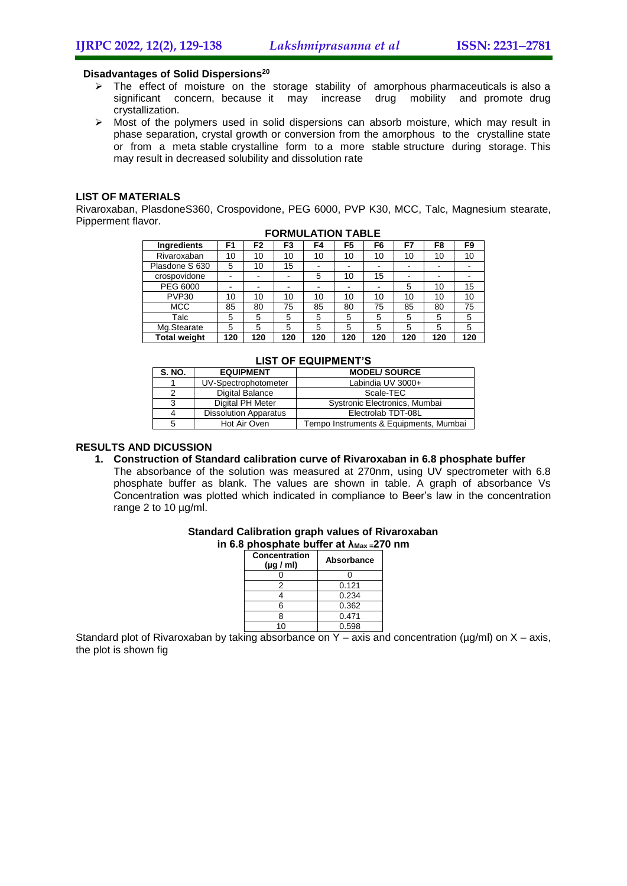### Disadvantages of Solid Dispersions[20]

- The effect of moisture on the storage stability of amorphous pharmaceuticals is also a significant concern, because it may increase drug mobility and promote drug crystallization.
- Most of the polymers used in solid dispersions can absorb moisture, which may result in phase separation, crystal growth or conversion from the amorphous to the crystalline state or from a meta stable crystalline form to a more stable structure during storage. This may result in decreased solubility and dissolution rate

## LIST OF MATERIALS

Rivaroxaban, PlasdoneS360, Crospovidone, PEG 6000, PVP K30, MCC, Talc, Magnesium stearate, Pipperment flavor.

**FORMULATION TABLE**

| Ingredients | F1 | F2 | F3 | F4 | F5 | F6 | F7 | F8 | F9 |
|---|---|---|---|---|---|---|---|---|---|
| Rivaroxaban | 10 | 10 | 10 | 10 | 10 | 10 | 10 | 10 | 10 |
| Plasdone S 630 | 5 | 10 | 15 | - | - | - | - | - | - |
| crospovidone | - | - | - | 5 | 10 | 15 | - | - | - |
| PEG 6000 | - | - | - | - | - | - | 5 | 10 | 15 |
| PVP30 | 10 | 10 | 10 | 10 | 10 | 10 | 10 | 10 | 10 |
| MCC | 85 | 80 | 75 | 85 | 80 | 75 | 85 | 80 | 75 |
| Talc | 5 | 5 | 5 | 5 | 5 | 5 | 5 | 5 | 5 |
| Mg.Stearate | 5 | 5 | 5 | 5 | 5 | 5 | 5 | 5 | 5 |
| **Total weight** | **120** | **120** | **120** | **120** | **120** | **120** | **120** | **120** | **120** |

**LIST OF EQUIPMENT'S**

| S. NO. | EQUIPMENT | MODEL/ SOURCE |
|---|---|---|
| 1 | UV-Spectrophotometer | Labindia UV 3000+ |
| 2 | Digital Balance | Scale-TEC |
| 3 | Digital PH Meter | Systronic Electronics, Mumbai |
| 4 | Dissolution Apparatus | Electrolab TDT-08L |
| 5 | Hot Air Oven | Tempo Instruments & Equipments, Mumbai |

## RESULTS AND DICUSSION

1. **Construction of Standard calibration curve of Rivaroxaban in 6.8 phosphate buffer**

   The absorbance of the solution was measured at 270nm, using UV spectrometer with 6.8 phosphate buffer as blank. The values are shown in table. A graph of absorbance Vs Concentration was plotted which indicated in compliance to Beer's law in the concentration range 2 to 10 µg/ml.

**Standard Calibration graph values of Rivaroxaban in 6.8 phosphate buffer at $\lambda_{Max}$ =270 nm**

| Concentration (µg / ml) | Absorbance |
|---|---|
| 0 | 0 |
| 2 | 0.121 |
| 4 | 0.234 |
| 6 | 0.362 |
| 8 | 0.471 |
| 10 | 0.598 |

Standard plot of Rivaroxaban by taking absorbance on Y – axis and concentration (µg/ml) on X – axis, the plot is shown fig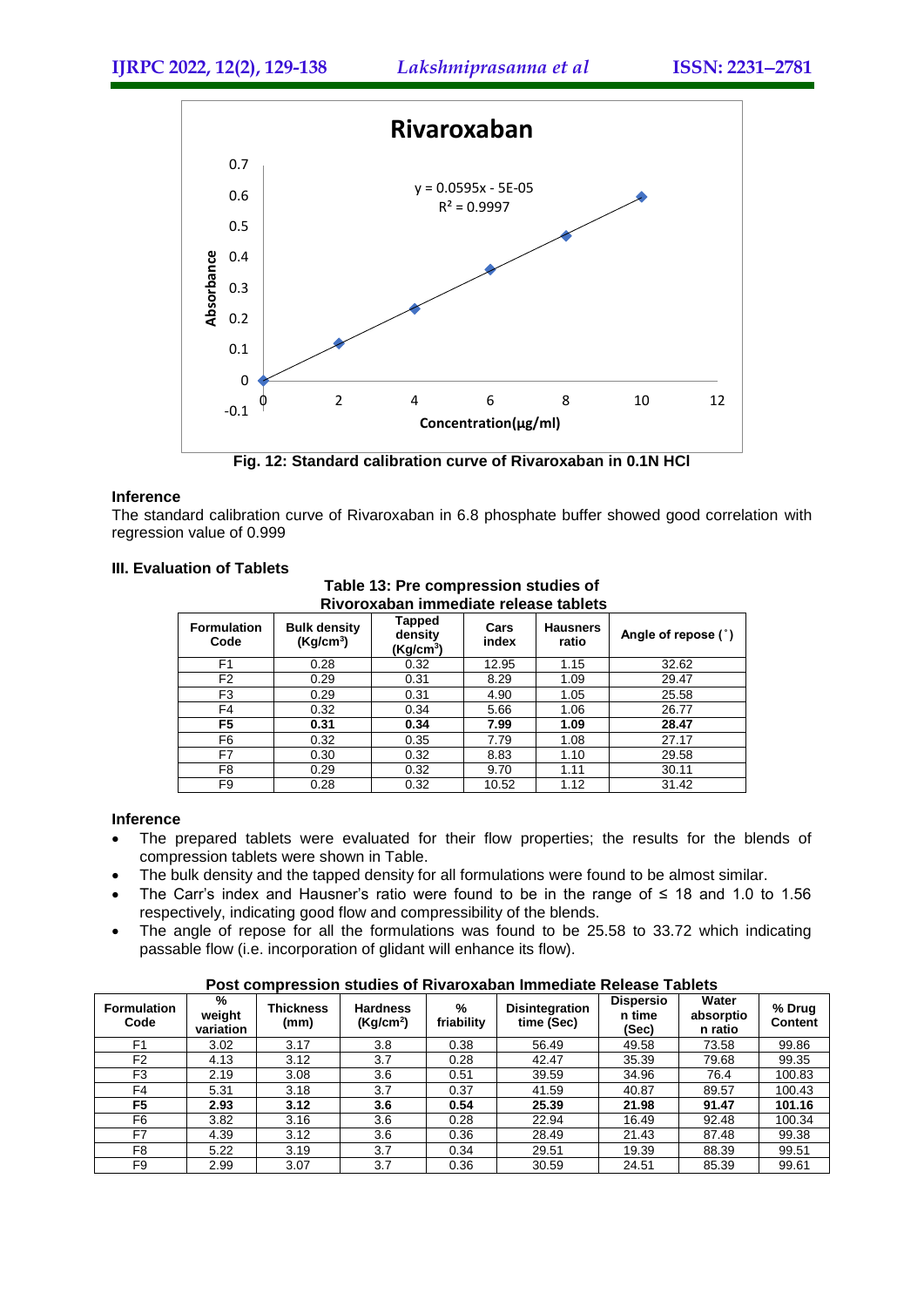Fig. 12: Standard calibration curve of Rivaroxaban in 0.1N HCl

**Inference**

The standard calibration curve of Rivaroxaban in 6.8 phosphate buffer showed good correlation with regression value of 0.999

### III. Evaluation of Tablets

**Table 13: Pre compression studies of Rivoroxaban immediate release tablets**

| Formulation Code | Bulk density ($Kg/cm^3$) | Tapped density ($Kg/cm^3$) | Cars index | Hausners ratio | Angle of repose (˚) |
|---|---|---|---|---|---|
| F1 | 0.28 | 0.32 | 12.95 | 1.15 | 32.62 |
| F2 | 0.29 | 0.31 | 8.29 | 1.09 | 29.47 |
| F3 | 0.29 | 0.31 | 4.90 | 1.05 | 25.58 |
| F4 | 0.32 | 0.34 | 5.66 | 1.06 | 26.77 |
| **F5** | **0.31** | **0.34** | **7.99** | **1.09** | **28.47** |
| F6 | 0.32 | 0.35 | 7.79 | 1.08 | 27.17 |
| F7 | 0.30 | 0.32 | 8.83 | 1.10 | 29.58 |
| F8 | 0.29 | 0.32 | 9.70 | 1.11 | 30.11 |
| F9 | 0.28 | 0.32 | 10.52 | 1.12 | 31.42 |

**Inference**

- The prepared tablets were evaluated for their flow properties; the results for the blends of compression tablets were shown in Table.
- The bulk density and the tapped density for all formulations were found to be almost similar.
- The Carr's index and Hausner's ratio were found to be in the range of ≤ 18 and 1.0 to 1.56 respectively, indicating good flow and compressibility of the blends.
- The angle of repose for all the formulations was found to be 25.58 to 33.72 which indicating passable flow (i.e. incorporation of glidant will enhance its flow).

**Post compression studies of Rivaroxaban Immediate Release Tablets**

| Formulation Code | % weight variation | Thickness (mm) | Hardness ($Kg/cm^2$) | % friability | Disintegration time (Sec) | Dispersion time (Sec) | Water absorption ratio | % Drug Content |
|---|---|---|---|---|---|---|---|---|
| F1 | 3.02 | 3.17 | 3.8 | 0.38 | 56.49 | 49.58 | 73.58 | 99.86 |
| F2 | 4.13 | 3.12 | 3.7 | 0.28 | 42.47 | 35.39 | 79.68 | 99.35 |
| F3 | 2.19 | 3.08 | 3.6 | 0.51 | 39.59 | 34.96 | 76.4 | 100.83 |
| F4 | 5.31 | 3.18 | 3.7 | 0.37 | 41.59 | 40.87 | 89.57 | 100.43 |
| **F5** | **2.93** | **3.12** | **3.6** | **0.54** | **25.39** | **21.98** | **91.47** | **101.16** |
| F6 | 3.82 | 3.16 | 3.6 | 0.28 | 22.94 | 16.49 | 92.48 | 100.34 |
| F7 | 4.39 | 3.12 | 3.6 | 0.36 | 28.49 | 21.43 | 87.48 | 99.38 |
| F8 | 5.22 | 3.19 | 3.7 | 0.34 | 29.51 | 19.39 | 88.39 | 99.51 |
| F9 | 2.99 | 3.07 | 3.7 | 0.36 | 30.59 | 24.51 | 85.39 | 99.61 |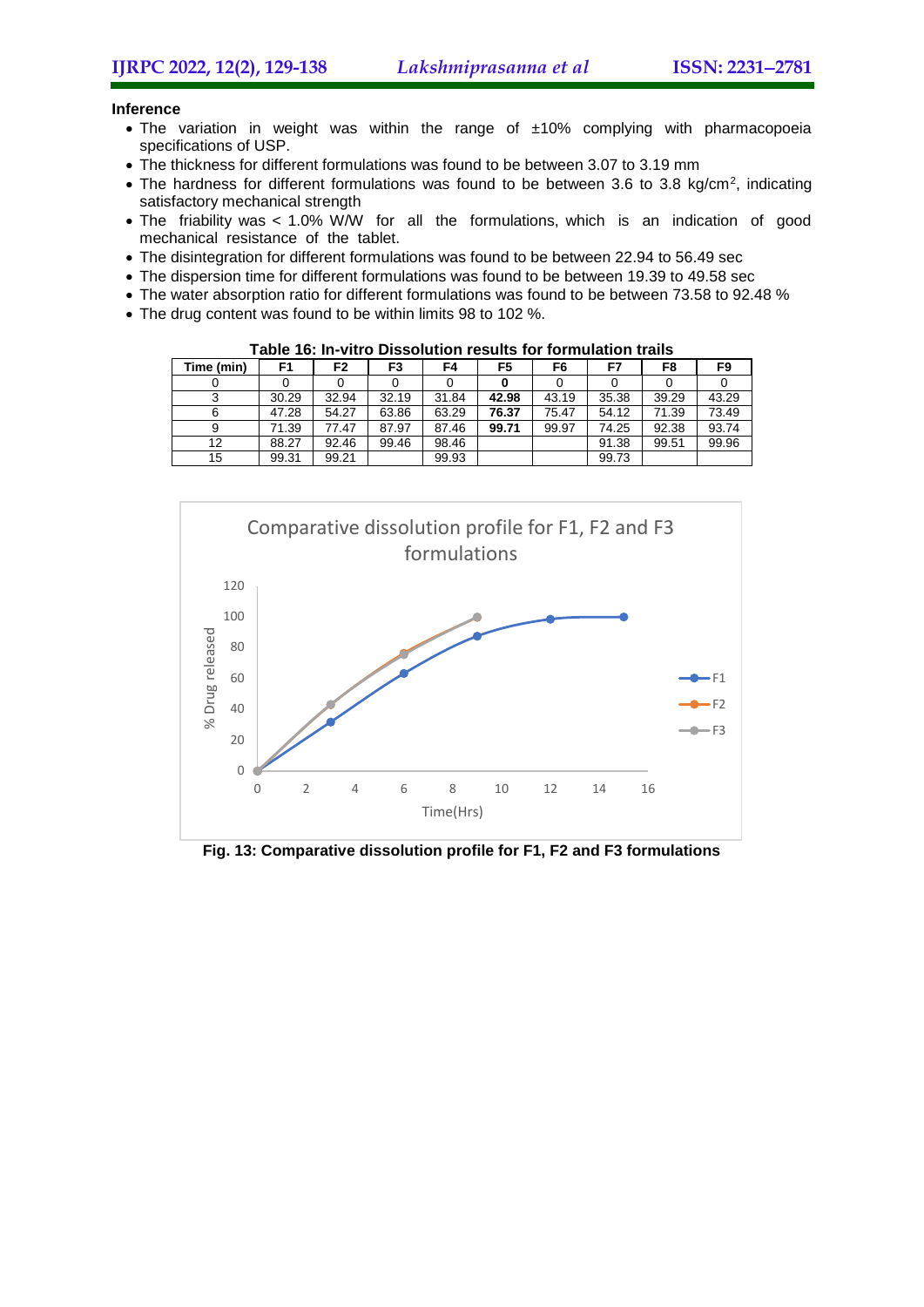**Inference**

- The variation in weight was within the range of ±10% complying with pharmacopoeia specifications of USP.
- The thickness for different formulations was found to be between 3.07 to 3.19 mm
- The hardness for different formulations was found to be between 3.6 to 3.8 kg/cm$^2$, indicating satisfactory mechanical strength
- The friability was < 1.0% W/W for all the formulations, which is an indication of good mechanical resistance of the tablet.
- The disintegration for different formulations was found to be between 22.94 to 56.49 sec
- The dispersion time for different formulations was found to be between 19.39 to 49.58 sec
- The water absorption ratio for different formulations was found to be between 73.58 to 92.48 %
- The drug content was found to be within limits 98 to 102 %.

**Table 16: In-vitro Dissolution results for formulation trails**

| Time (min) | F1 | F2 | F3 | F4 | F5 | F6 | F7 | F8 | F9 |
|---|---|---|---|---|---|---|---|---|---|
| 0 | 0 | 0 | 0 | 0 | **0** | 0 | 0 | 0 | 0 |
| 3 | 30.29 | 32.94 | 32.19 | 31.84 | **42.98** | 43.19 | 35.38 | 39.29 | 43.29 |
| 6 | 47.28 | 54.27 | 63.86 | 63.29 | **76.37** | 75.47 | 54.12 | 71.39 | 73.49 |
| 9 | 71.39 | 77.47 | 87.97 | 87.46 | **99.71** | 99.97 | 74.25 | 92.38 | 93.74 |
| 12 | 88.27 | 92.46 | 99.46 | 98.46 | | | 91.38 | 99.51 | 99.96 |
| 15 | 99.31 | 99.21 | | 99.93 | | | 99.73 | | |

Fig. 13: Comparative dissolution profile for F1, F2 and F3 formulations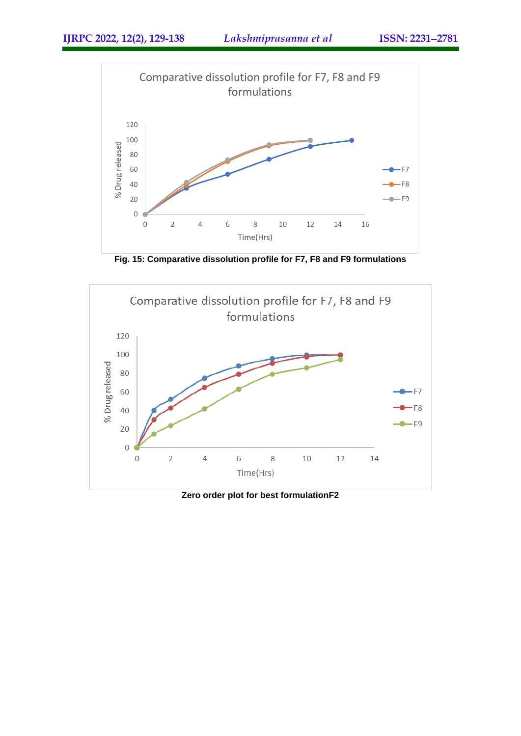Fig. 15: Comparative dissolution profile for F7, F8 and F9 formulations

Zero order plot for best formulationF2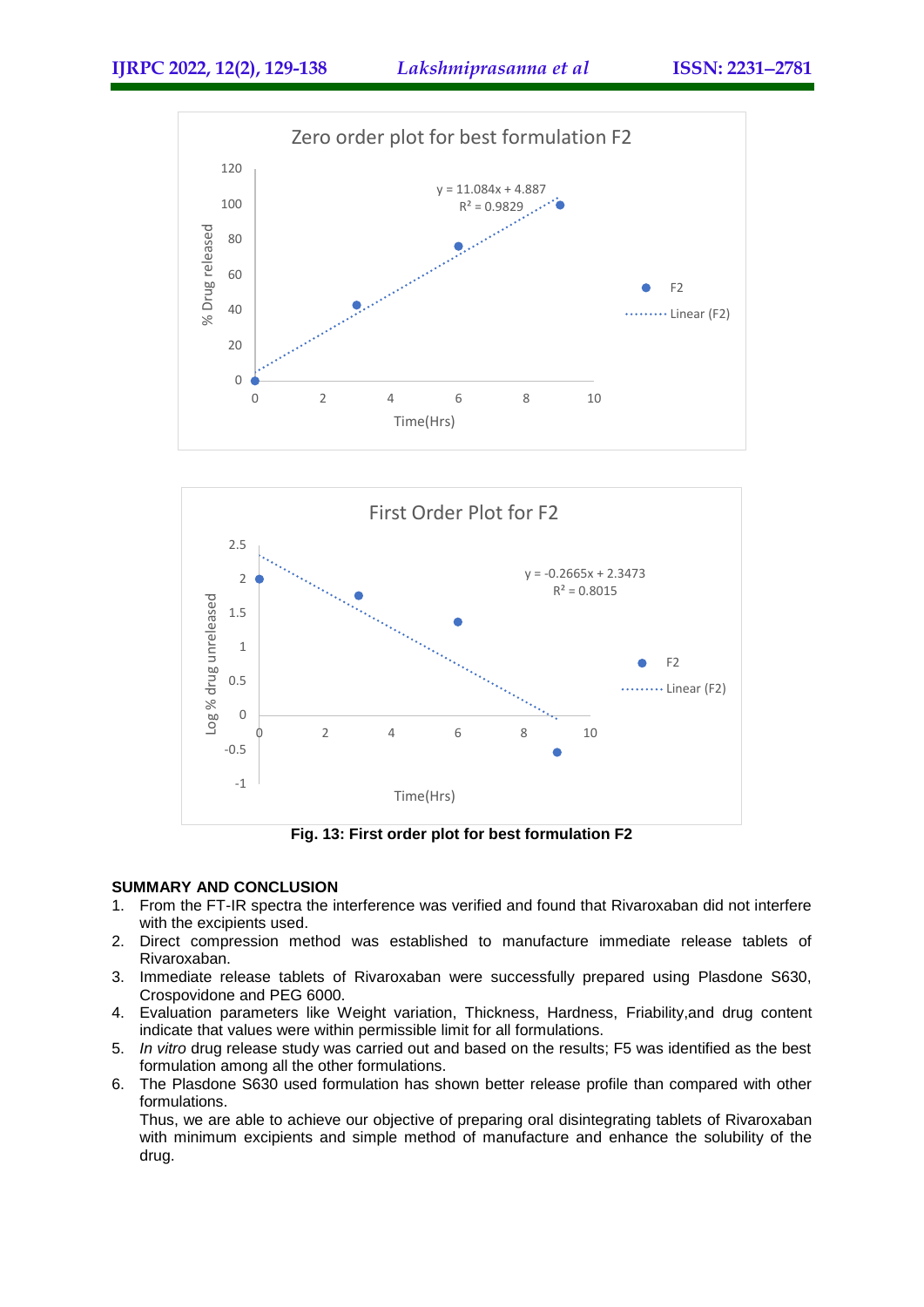Fig. 13: First order plot for best formulation F2

## SUMMARY AND CONCLUSION

1. From the FT-IR spectra the interference was verified and found that Rivaroxaban did not interfere with the excipients used.
2. Direct compression method was established to manufacture immediate release tablets of Rivaroxaban.
3. Immediate release tablets of Rivaroxaban were successfully prepared using Plasdone S630, Crospovidone and PEG 6000.
4. Evaluation parameters like Weight variation, Thickness, Hardness, Friability,and drug content indicate that values were within permissible limit for all formulations.
5. *In vitro* drug release study was carried out and based on the results; F5 was identified as the best formulation among all the other formulations.
6. The Plasdone S630 used formulation has shown better release profile than compared with other formulations.

   Thus, we are able to achieve our objective of preparing oral disintegrating tablets of Rivaroxaban with minimum excipients and simple method of manufacture and enhance the solubility of the drug.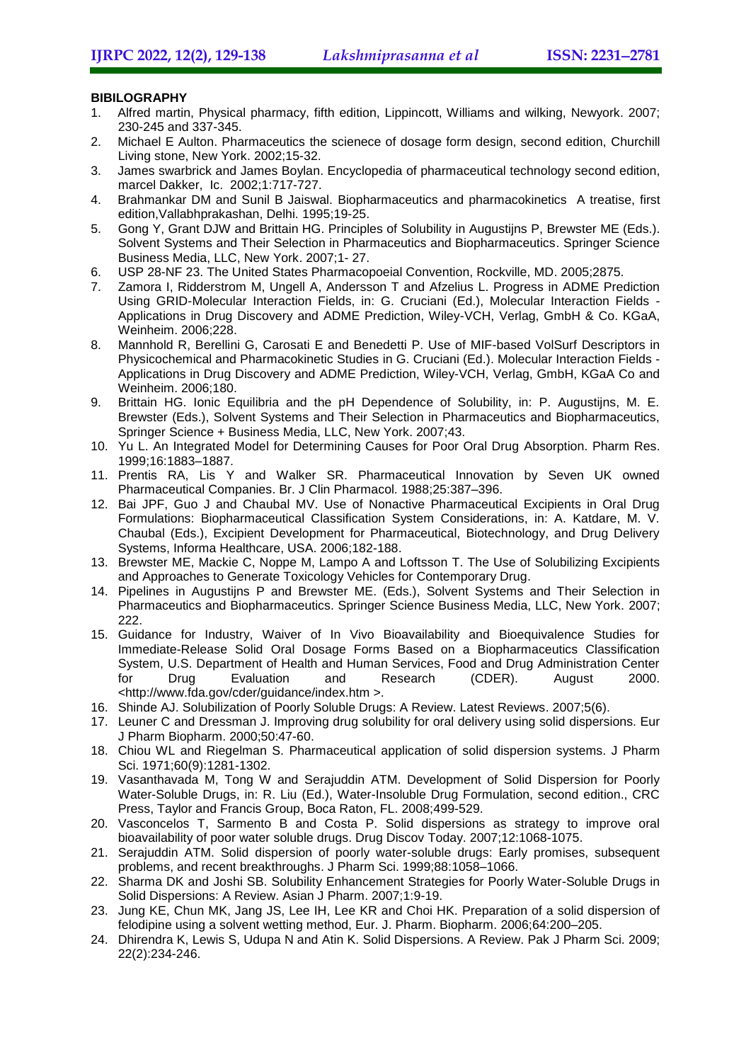**BIBILOGRAPHY**

1. Alfred martin, Physical pharmacy, fifth edition, Lippincott, Williams and wilking, Newyork. 2007; 230-245 and 337-345.
2. Michael E Aulton. Pharmaceutics the scienece of dosage form design, second edition, Churchill Living stone, New York. 2002;15-32.
3. James swarbrick and James Boylan. Encyclopedia of pharmaceutical technology second edition, marcel Dakker, Ic. 2002;1:717-727.
4. Brahmankar DM and Sunil B Jaiswal. Biopharmaceutics and pharmacokinetics A treatise, first edition,Vallabhprakashan, Delhi. 1995;19-25.
5. Gong Y, Grant DJW and Brittain HG. Principles of Solubility in Augustijns P, Brewster ME (Eds.). Solvent Systems and Their Selection in Pharmaceutics and Biopharmaceutics. Springer Science Business Media, LLC, New York. 2007;1- 27.
6. USP 28-NF 23. The United States Pharmacopoeial Convention, Rockville, MD. 2005;2875.
7. Zamora I, Ridderstrom M, Ungell A, Andersson T and Afzelius L. Progress in ADME Prediction Using GRID-Molecular Interaction Fields, in: G. Cruciani (Ed.), Molecular Interaction Fields - Applications in Drug Discovery and ADME Prediction, Wiley-VCH, Verlag, GmbH & Co. KGaA, Weinheim. 2006;228.
8. Mannhold R, Berellini G, Carosati E and Benedetti P. Use of MIF-based VolSurf Descriptors in Physicochemical and Pharmacokinetic Studies in G. Cruciani (Ed.). Molecular Interaction Fields - Applications in Drug Discovery and ADME Prediction, Wiley-VCH, Verlag, GmbH, KGaA Co and Weinheim. 2006;180.
9. Brittain HG. Ionic Equilibria and the pH Dependence of Solubility, in: P. Augustijns, M. E. Brewster (Eds.), Solvent Systems and Their Selection in Pharmaceutics and Biopharmaceutics, Springer Science + Business Media, LLC, New York. 2007;43.
10. Yu L. An Integrated Model for Determining Causes for Poor Oral Drug Absorption. Pharm Res. 1999;16:1883–1887.
11. Prentis RA, Lis Y and Walker SR. Pharmaceutical Innovation by Seven UK owned Pharmaceutical Companies. Br. J Clin Pharmacol. 1988;25:387–396.
12. Bai JPF, Guo J and Chaubal MV. Use of Nonactive Pharmaceutical Excipients in Oral Drug Formulations: Biopharmaceutical Classification System Considerations, in: A. Katdare, M. V. Chaubal (Eds.), Excipient Development for Pharmaceutical, Biotechnology, and Drug Delivery Systems, Informa Healthcare, USA. 2006;182-188.
13. Brewster ME, Mackie C, Noppe M, Lampo A and Loftsson T. The Use of Solubilizing Excipients and Approaches to Generate Toxicology Vehicles for Contemporary Drug.
14. Pipelines in Augustijns P and Brewster ME. (Eds.), Solvent Systems and Their Selection in Pharmaceutics and Biopharmaceutics. Springer Science Business Media, LLC, New York. 2007; 222.
15. Guidance for Industry, Waiver of In Vivo Bioavailability and Bioequivalence Studies for Immediate-Release Solid Oral Dosage Forms Based on a Biopharmaceutics Classification System, U.S. Department of Health and Human Services, Food and Drug Administration Center for Drug Evaluation and Research (CDER). August 2000. <http://www.fda.gov/cder/guidance/index.htm >.
16. Shinde AJ. Solubilization of Poorly Soluble Drugs: A Review. Latest Reviews. 2007;5(6).
17. Leuner C and Dressman J. Improving drug solubility for oral delivery using solid dispersions. Eur J Pharm Biopharm. 2000;50:47-60.
18. Chiou WL and Riegelman S. Pharmaceutical application of solid dispersion systems. J Pharm Sci. 1971;60(9):1281-1302.
19. Vasanthavada M, Tong W and Serajuddin ATM. Development of Solid Dispersion for Poorly Water-Soluble Drugs, in: R. Liu (Ed.), Water-Insoluble Drug Formulation, second edition., CRC Press, Taylor and Francis Group, Boca Raton, FL. 2008;499-529.
20. Vasconcelos T, Sarmento B and Costa P. Solid dispersions as strategy to improve oral bioavailability of poor water soluble drugs. Drug Discov Today. 2007;12:1068-1075.
21. Serajuddin ATM. Solid dispersion of poorly water-soluble drugs: Early promises, subsequent problems, and recent breakthroughs. J Pharm Sci. 1999;88:1058–1066.
22. Sharma DK and Joshi SB. Solubility Enhancement Strategies for Poorly Water-Soluble Drugs in Solid Dispersions: A Review. Asian J Pharm. 2007;1:9-19.
23. Jung KE, Chun MK, Jang JS, Lee IH, Lee KR and Choi HK. Preparation of a solid dispersion of felodipine using a solvent wetting method, Eur. J. Pharm. Biopharm. 2006;64:200–205.
24. Dhirendra K, Lewis S, Udupa N and Atin K. Solid Dispersions. A Review. Pak J Pharm Sci. 2009; 22(2):234-246.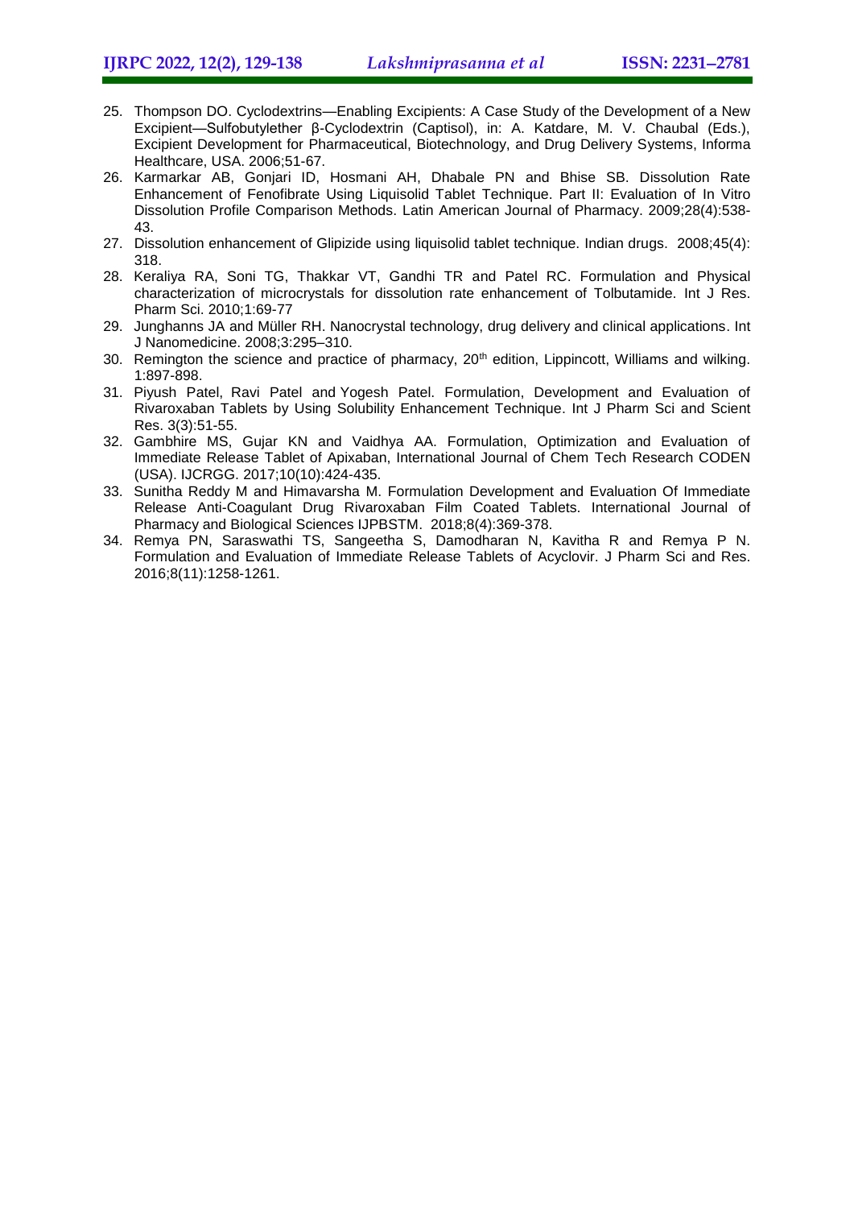25. Thompson DO. Cyclodextrins—Enabling Excipients: A Case Study of the Development of a New Excipient—Sulfobutylether β-Cyclodextrin (Captisol), in: A. Katdare, M. V. Chaubal (Eds.), Excipient Development for Pharmaceutical, Biotechnology, and Drug Delivery Systems, Informa Healthcare, USA. 2006;51-67.
26. Karmarkar AB, Gonjari ID, Hosmani AH, Dhabale PN and Bhise SB. Dissolution Rate Enhancement of Fenofibrate Using Liquisolid Tablet Technique. Part II: Evaluation of In Vitro Dissolution Profile Comparison Methods. Latin American Journal of Pharmacy. 2009;28(4):538-43.
27. Dissolution enhancement of Glipizide using liquisolid tablet technique. Indian drugs. 2008;45(4): 318.
28. Keraliya RA, Soni TG, Thakkar VT, Gandhi TR and Patel RC. Formulation and Physical characterization of microcrystals for dissolution rate enhancement of Tolbutamide. Int J Res. Pharm Sci. 2010;1:69-77
29. Junghanns JA and Müller RH. Nanocrystal technology, drug delivery and clinical applications. Int J Nanomedicine. 2008;3:295–310.
30. Remington the science and practice of pharmacy, 20th edition, Lippincott, Williams and wilking. 1:897-898.
31. Piyush Patel, Ravi Patel and Yogesh Patel. Formulation, Development and Evaluation of Rivaroxaban Tablets by Using Solubility Enhancement Technique. Int J Pharm Sci and Scient Res. 3(3):51-55.
32. Gambhire MS, Gujar KN and Vaidhya AA. Formulation, Optimization and Evaluation of Immediate Release Tablet of Apixaban, International Journal of Chem Tech Research CODEN (USA). IJCRGG. 2017;10(10):424-435.
33. Sunitha Reddy M and Himavarsha M. Formulation Development and Evaluation Of Immediate Release Anti-Coagulant Drug Rivaroxaban Film Coated Tablets. International Journal of Pharmacy and Biological Sciences IJPBSTM. 2018;8(4):369-378.
34. Remya PN, Saraswathi TS, Sangeetha S, Damodharan N, Kavitha R and Remya P N. Formulation and Evaluation of Immediate Release Tablets of Acyclovir. J Pharm Sci and Res. 2016;8(11):1258-1261.